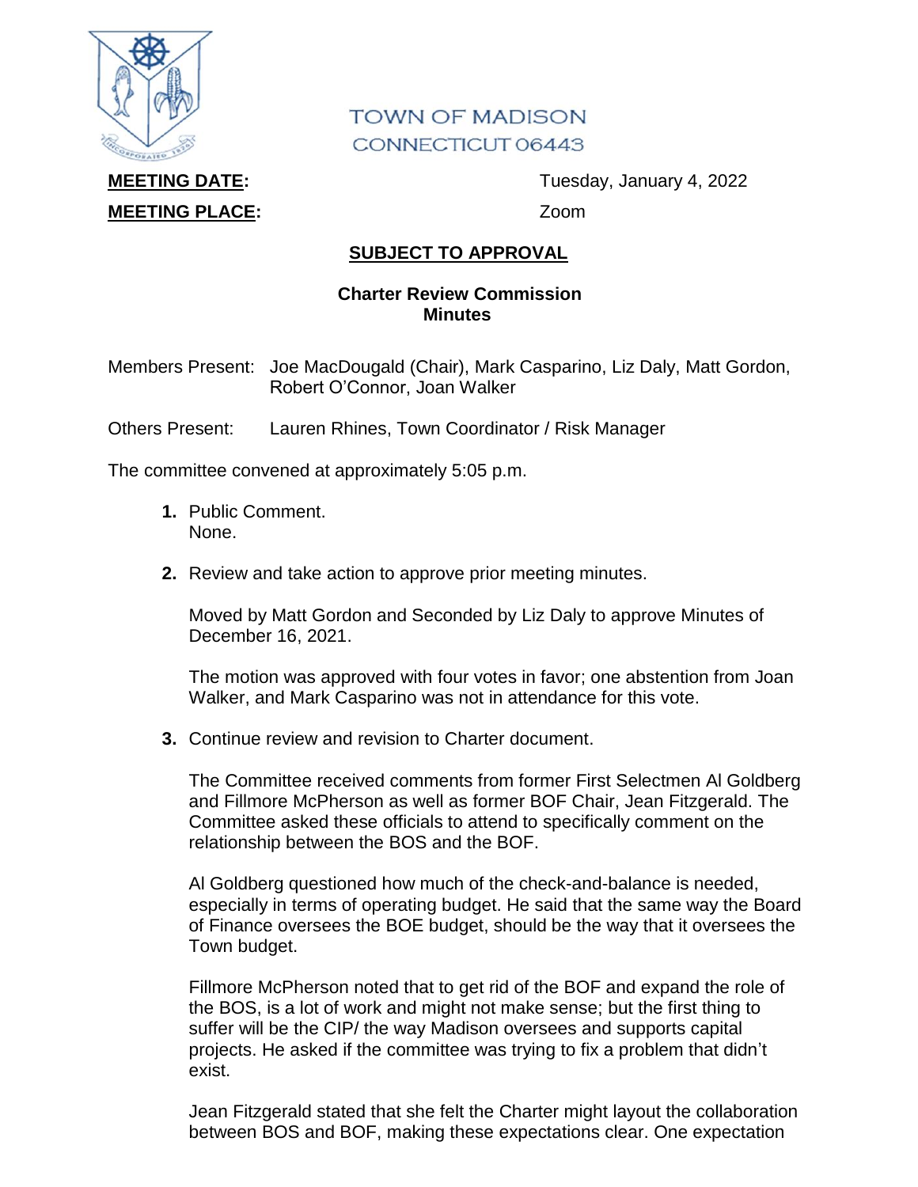TOWN OF MADISON
CONNECTICUT 06443

**MEETING DATE:** Tuesday, January 4, 2022

**MEETING PLACE:** Zoom

**SUBJECT TO APPROVAL**

**Charter Review Commission**
**Minutes**

Members Present: Joe MacDougald (Chair), Mark Casparino, Liz Daly, Matt Gordon, Robert O'Connor, Joan Walker

Others Present: Lauren Rhines, Town Coordinator / Risk Manager

The committee convened at approximately 5:05 p.m.

1. Public Comment.
   None.

2. Review and take action to approve prior meeting minutes.

   Moved by Matt Gordon and Seconded by Liz Daly to approve Minutes of December 16, 2021.

   The motion was approved with four votes in favor; one abstention from Joan Walker, and Mark Casparino was not in attendance for this vote.

3. Continue review and revision to Charter document.

   The Committee received comments from former First Selectmen Al Goldberg and Fillmore McPherson as well as former BOF Chair, Jean Fitzgerald. The Committee asked these officials to attend to specifically comment on the relationship between the BOS and the BOF.

   Al Goldberg questioned how much of the check-and-balance is needed, especially in terms of operating budget. He said that the same way the Board of Finance oversees the BOE budget, should be the way that it oversees the Town budget.

   Fillmore McPherson noted that to get rid of the BOF and expand the role of the BOS, is a lot of work and might not make sense; but the first thing to suffer will be the CIP/ the way Madison oversees and supports capital projects. He asked if the committee was trying to fix a problem that didn't exist.

   Jean Fitzgerald stated that she felt the Charter might layout the collaboration between BOS and BOF, making these expectations clear. One expectation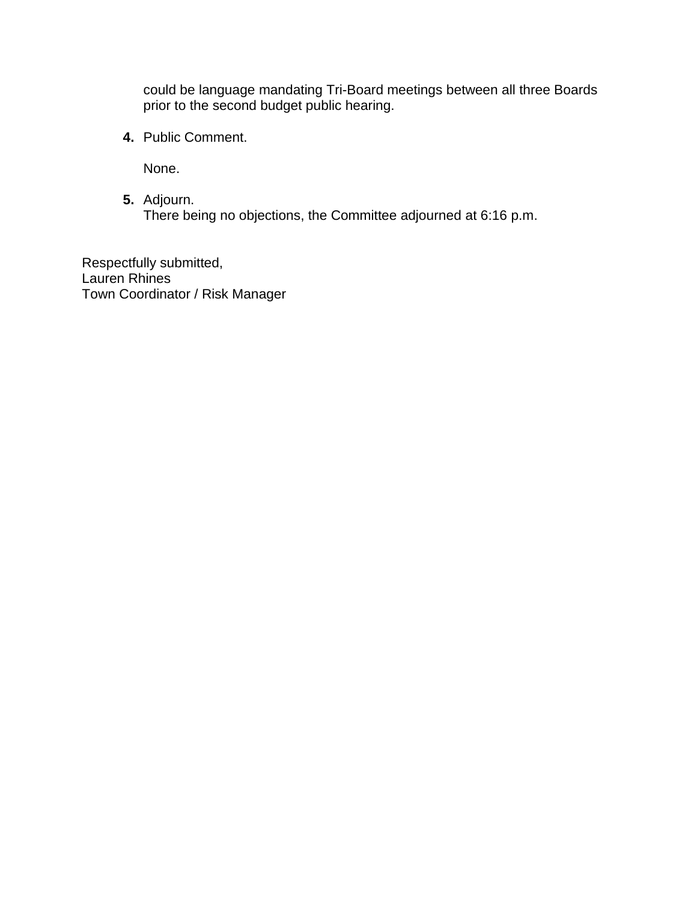could be language mandating Tri-Board meetings between all three Boards prior to the second budget public hearing.

**4.** Public Comment.

None.

**5.** Adjourn.
There being no objections, the Committee adjourned at 6:16 p.m.

Respectfully submitted,
Lauren Rhines
Town Coordinator / Risk Manager